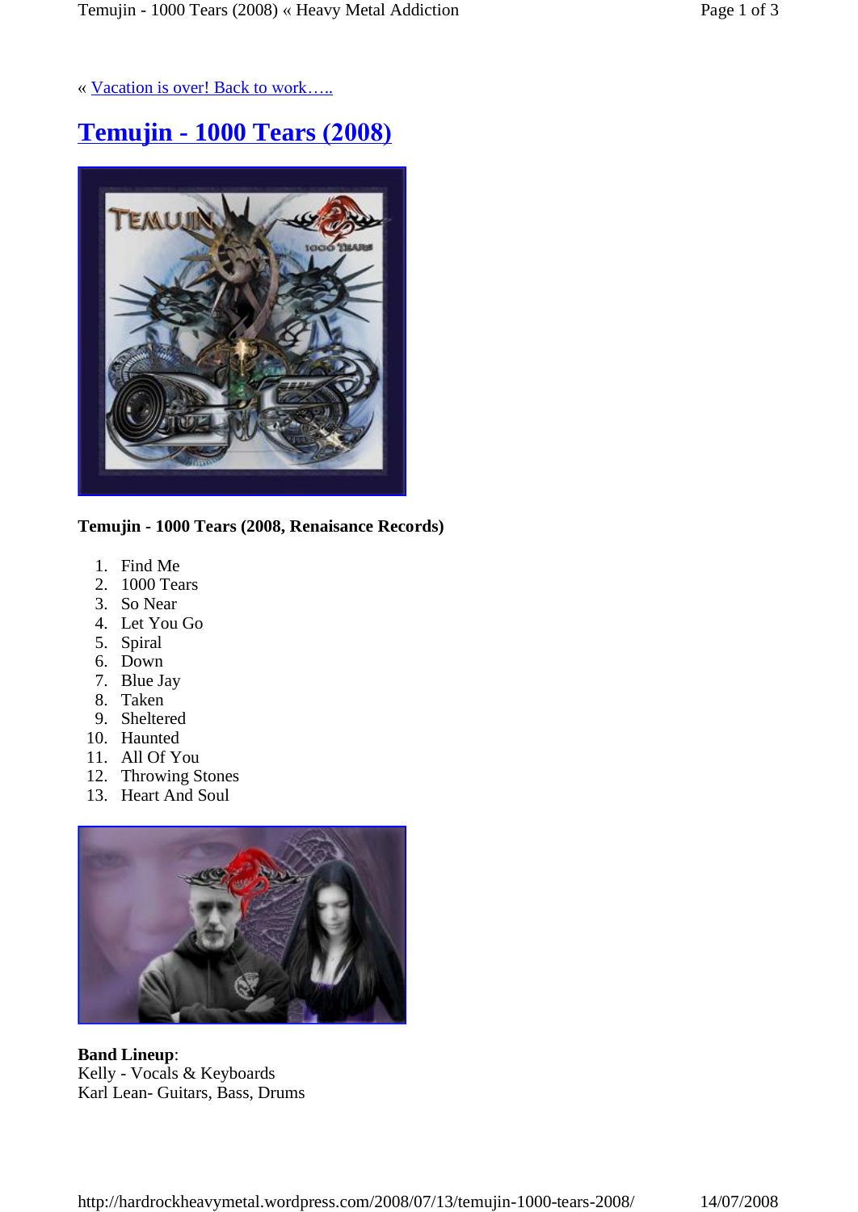« Vacation is over! Back to work…..

# Temujin - 1000 Tears (2008)

**Temujin - 1000 Tears (2008, Renaisance Records)**

1. Find Me
2. 1000 Tears
3. So Near
4. Let You Go
5. Spiral
6. Down
7. Blue Jay
8. Taken
9. Sheltered
10. Haunted
11. All Of You
12. Throwing Stones
13. Heart And Soul

**Band Lineup**:
Kelly - Vocals & Keyboards
Karl Lean- Guitars, Bass, Drums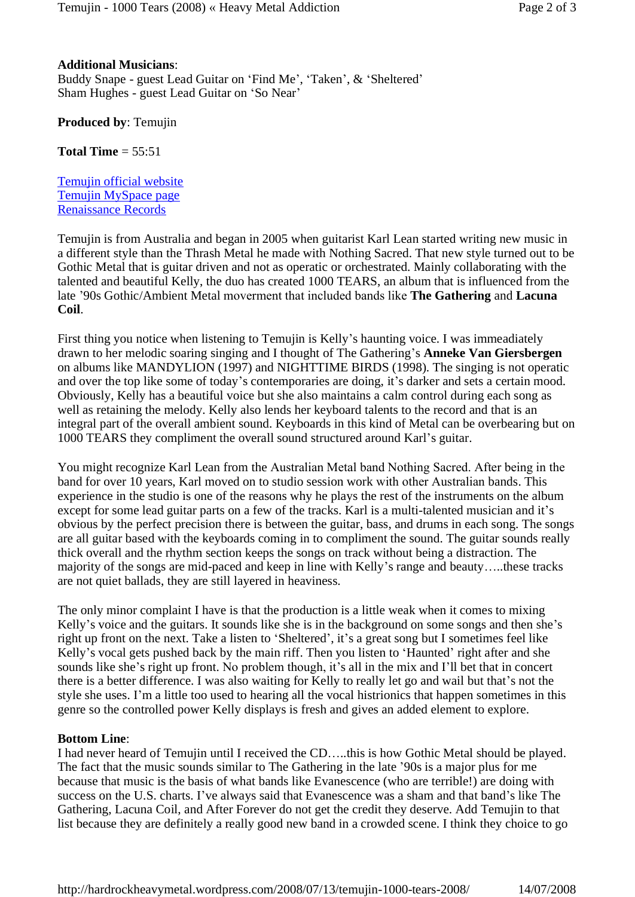**Additional Musicians**:
Buddy Snape - guest Lead Guitar on ‘Find Me’, ‘Taken’, & ‘Sheltered’
Sham Hughes - guest Lead Guitar on ‘So Near’

**Produced by**: Temujin

**Total Time** = 55:51

Temujin official website
Temujin MySpace page
Renaissance Records

Temujin is from Australia and began in 2005 when guitarist Karl Lean started writing new music in a different style than the Thrash Metal he made with Nothing Sacred. That new style turned out to be Gothic Metal that is guitar driven and not as operatic or orchestrated. Mainly collaborating with the talented and beautiful Kelly, the duo has created 1000 TEARS, an album that is influenced from the late ’90s Gothic/Ambient Metal moverment that included bands like **The Gathering** and **Lacuna Coil**.

First thing you notice when listening to Temujin is Kelly’s haunting voice. I was immeadiately drawn to her melodic soaring singing and I thought of The Gathering’s **Anneke Van Giersbergen** on albums like MANDYLION (1997) and NIGHTTIME BIRDS (1998). The singing is not operatic and over the top like some of today’s contemporaries are doing, it’s darker and sets a certain mood. Obviously, Kelly has a beautiful voice but she also maintains a calm control during each song as well as retaining the melody. Kelly also lends her keyboard talents to the record and that is an integral part of the overall ambient sound. Keyboards in this kind of Metal can be overbearing but on 1000 TEARS they compliment the overall sound structured around Karl’s guitar.

You might recognize Karl Lean from the Australian Metal band Nothing Sacred. After being in the band for over 10 years, Karl moved on to studio session work with other Australian bands. This experience in the studio is one of the reasons why he plays the rest of the instruments on the album except for some lead guitar parts on a few of the tracks. Karl is a multi-talented musician and it’s obvious by the perfect precision there is between the guitar, bass, and drums in each song. The songs are all guitar based with the keyboards coming in to compliment the sound. The guitar sounds really thick overall and the rhythm section keeps the songs on track without being a distraction. The majority of the songs are mid-paced and keep in line with Kelly’s range and beauty…..these tracks are not quiet ballads, they are still layered in heaviness.

The only minor complaint I have is that the production is a little weak when it comes to mixing Kelly’s voice and the guitars. It sounds like she is in the background on some songs and then she’s right up front on the next. Take a listen to ‘Sheltered’, it’s a great song but I sometimes feel like Kelly’s vocal gets pushed back by the main riff. Then you listen to ‘Haunted’ right after and she sounds like she’s right up front. No problem though, it’s all in the mix and I’ll bet that in concert there is a better difference. I was also waiting for Kelly to really let go and wail but that’s not the style she uses. I’m a little too used to hearing all the vocal histrionics that happen sometimes in this genre so the controlled power Kelly displays is fresh and gives an added element to explore.

**Bottom Line**:
I had never heard of Temujin until I received the CD…..this is how Gothic Metal should be played. The fact that the music sounds similar to The Gathering in the late ’90s is a major plus for me because that music is the basis of what bands like Evanescence (who are terrible!) are doing with success on the U.S. charts. I’ve always said that Evanescence was a sham and that band’s like The Gathering, Lacuna Coil, and After Forever do not get the credit they deserve. Add Temujin to that list because they are definitely a really good new band in a crowded scene. I think they choice to go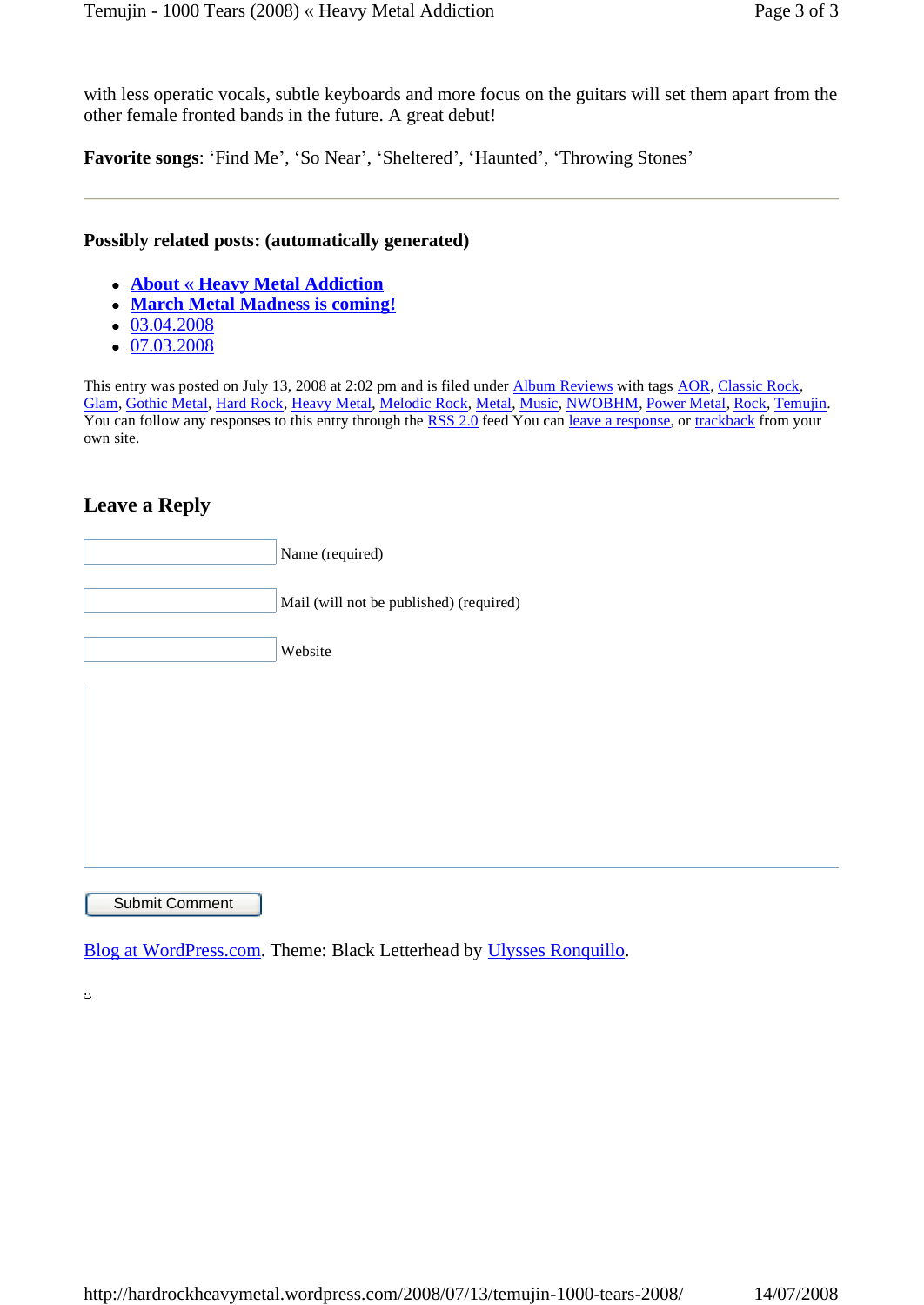with less operatic vocals, subtle keyboards and more focus on the guitars will set them apart from the other female fronted bands in the future. A great debut!

**Favorite songs**: 'Find Me', 'So Near', 'Sheltered', 'Haunted', 'Throwing Stones'

---

**Possibly related posts: (automatically generated)**

- **About « Heavy Metal Addiction**
- **March Metal Madness is coming!**
- 03.04.2008
- 07.03.2008

This entry was posted on July 13, 2008 at 2:02 pm and is filed under Album Reviews with tags AOR, Classic Rock, Glam, Gothic Metal, Hard Rock, Heavy Metal, Melodic Rock, Metal, Music, NWOBHM, Power Metal, Rock, Temujin. You can follow any responses to this entry through the RSS 2.0 feed You can leave a response, or trackback from your own site.

## Leave a Reply

Name (required)

Mail (will not be published) (required)

Website

Submit Comment

Blog at WordPress.com. Theme: Black Letterhead by Ulysses Ronquillo.